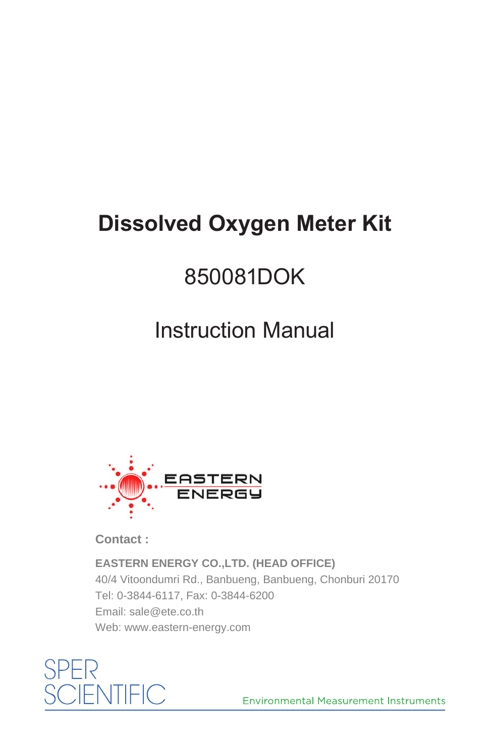# Dissolved Oxygen Meter Kit

## 850081DOK

## Instruction Manual

EASTERN ENERGY

**Contact :**

**EASTERN ENERGY CO.,LTD. (HEAD OFFICE)**
40/4 Vitoondumri Rd., Banbueng, Banbueng, Chonburi 20170
Tel: 0-3844-6117, Fax: 0-3844-6200
Email: sale@ete.co.th
Web: www.eastern-energy.com

SPER SCIENTIFIC

Environmental Measurement Instruments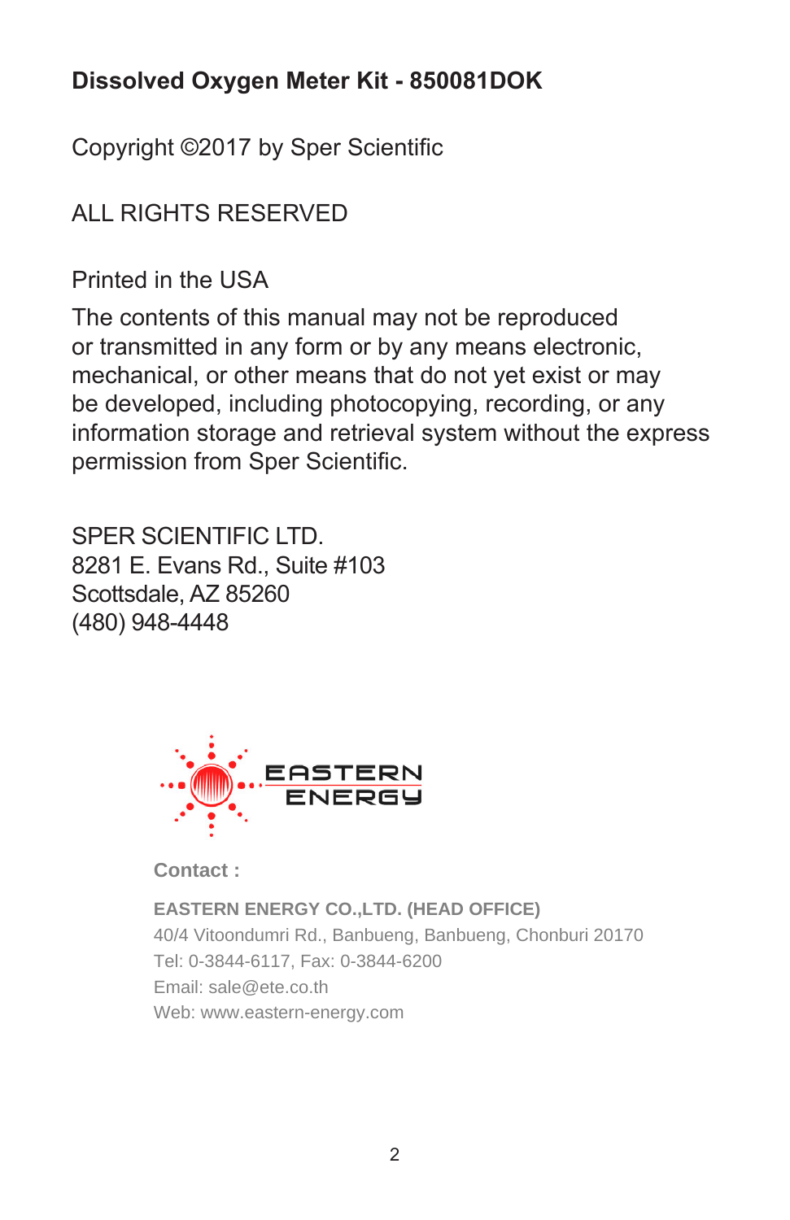**Dissolved Oxygen Meter Kit - 850081DOK**

Copyright ©2017 by Sper Scientific

ALL RIGHTS RESERVED

Printed in the USA

The contents of this manual may not be reproduced or transmitted in any form or by any means electronic, mechanical, or other means that do not yet exist or may be developed, including photocopying, recording, or any information storage and retrieval system without the express permission from Sper Scientific.

SPER SCIENTIFIC LTD.
8281 E. Evans Rd., Suite #103
Scottsdale, AZ 85260
(480) 948-4448

EASTERN ENERGY

**Contact :**

**EASTERN ENERGY CO.,LTD. (HEAD OFFICE)**
40/4 Vitoondumri Rd., Banbueng, Banbueng, Chonburi 20170
Tel: 0-3844-6117, Fax: 0-3844-6200
Email: sale@ete.co.th
Web: www.eastern-energy.com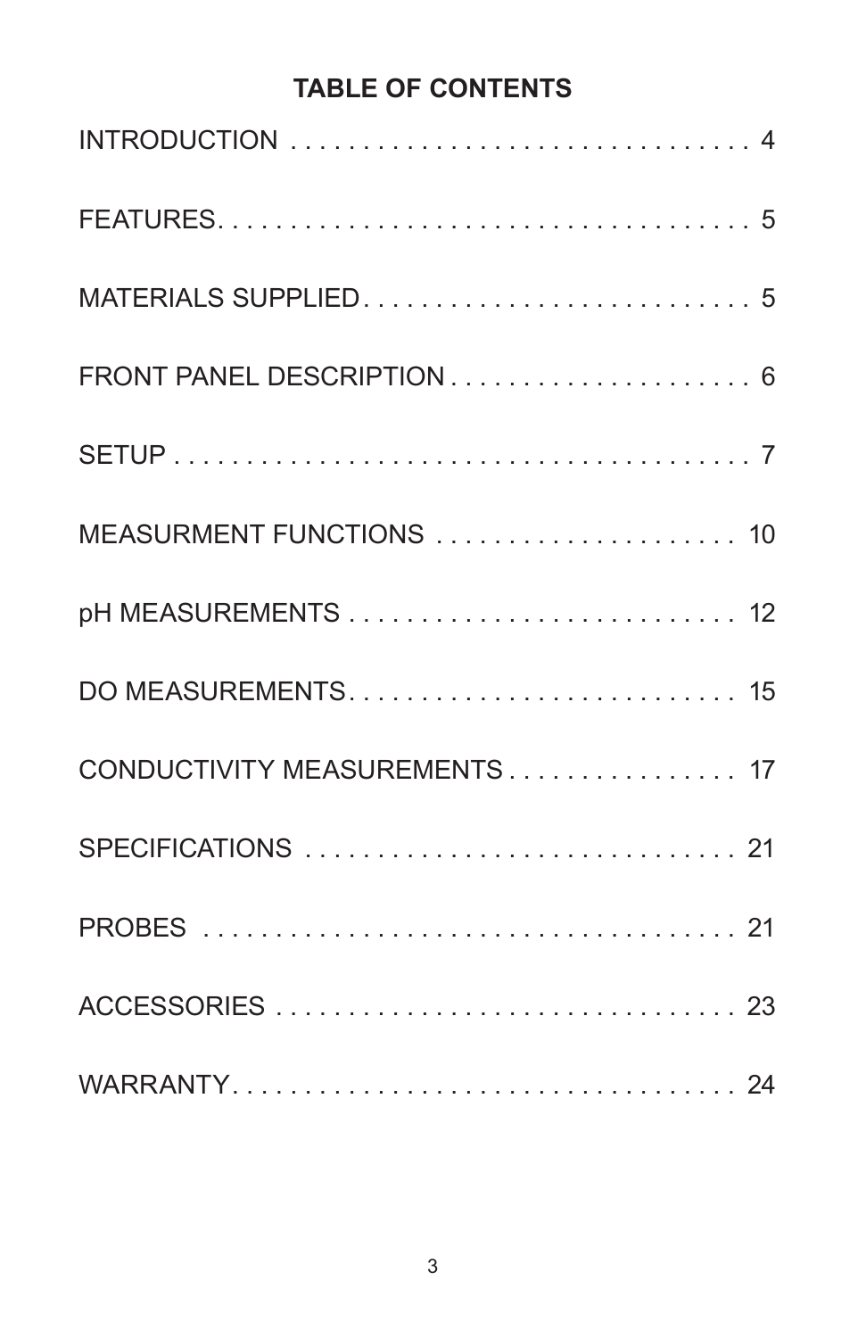# TABLE OF CONTENTS

| Section | Page |
|---|---|
| INTRODUCTION | 4 |
| FEATURES | 5 |
| MATERIALS SUPPLIED | 5 |
| FRONT PANEL DESCRIPTION | 6 |
| SETUP | 7 |
| MEASURMENT FUNCTIONS | 10 |
| pH MEASUREMENTS | 12 |
| DO MEASUREMENTS | 15 |
| CONDUCTIVITY MEASUREMENTS | 17 |
| SPECIFICATIONS | 21 |
| PROBES | 21 |
| ACCESSORIES | 23 |
| WARRANTY | 24 |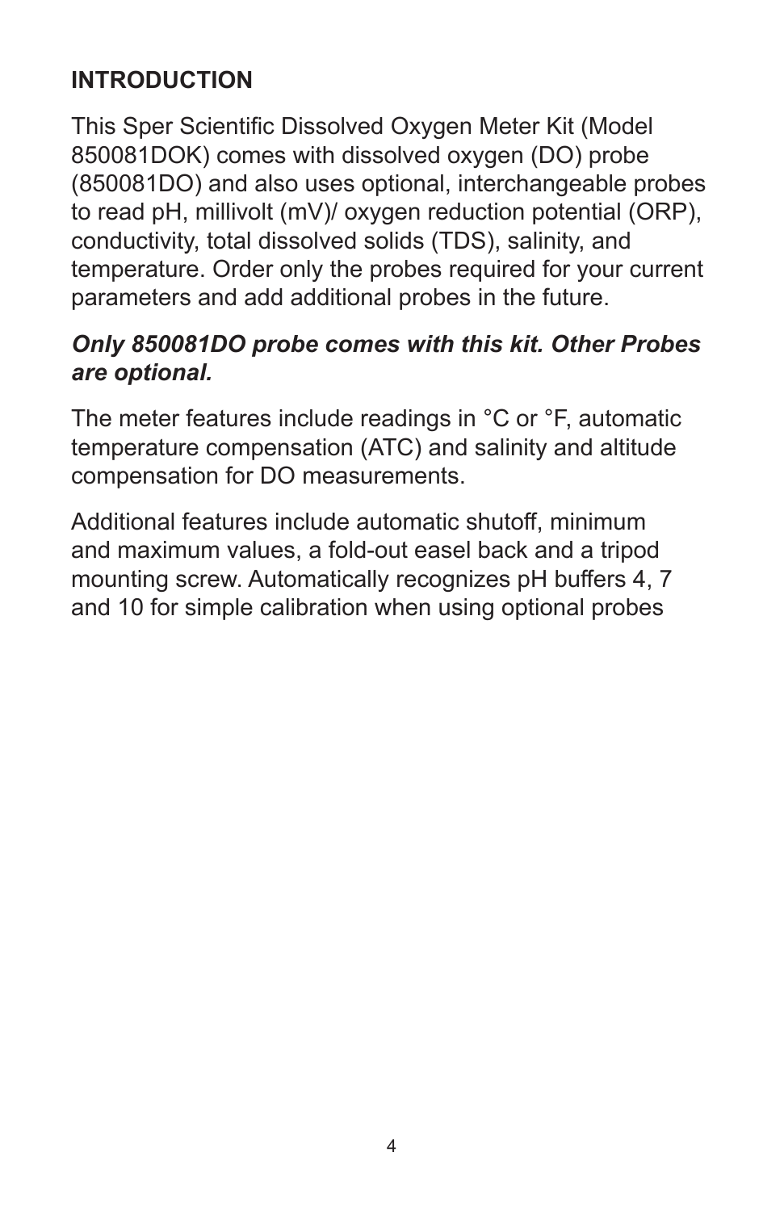## INTRODUCTION

This Sper Scientific Dissolved Oxygen Meter Kit (Model 850081DOK) comes with dissolved oxygen (DO) probe (850081DO) and also uses optional, interchangeable probes to read pH, millivolt (mV)/ oxygen reduction potential (ORP), conductivity, total dissolved solids (TDS), salinity, and temperature. Order only the probes required for your current parameters and add additional probes in the future.

***Only 850081DO probe comes with this kit. Other Probes are optional.***

The meter features include readings in °C or °F, automatic temperature compensation (ATC) and salinity and altitude compensation for DO measurements.

Additional features include automatic shutoff, minimum and maximum values, a fold-out easel back and a tripod mounting screw. Automatically recognizes pH buffers 4, 7 and 10 for simple calibration when using optional probes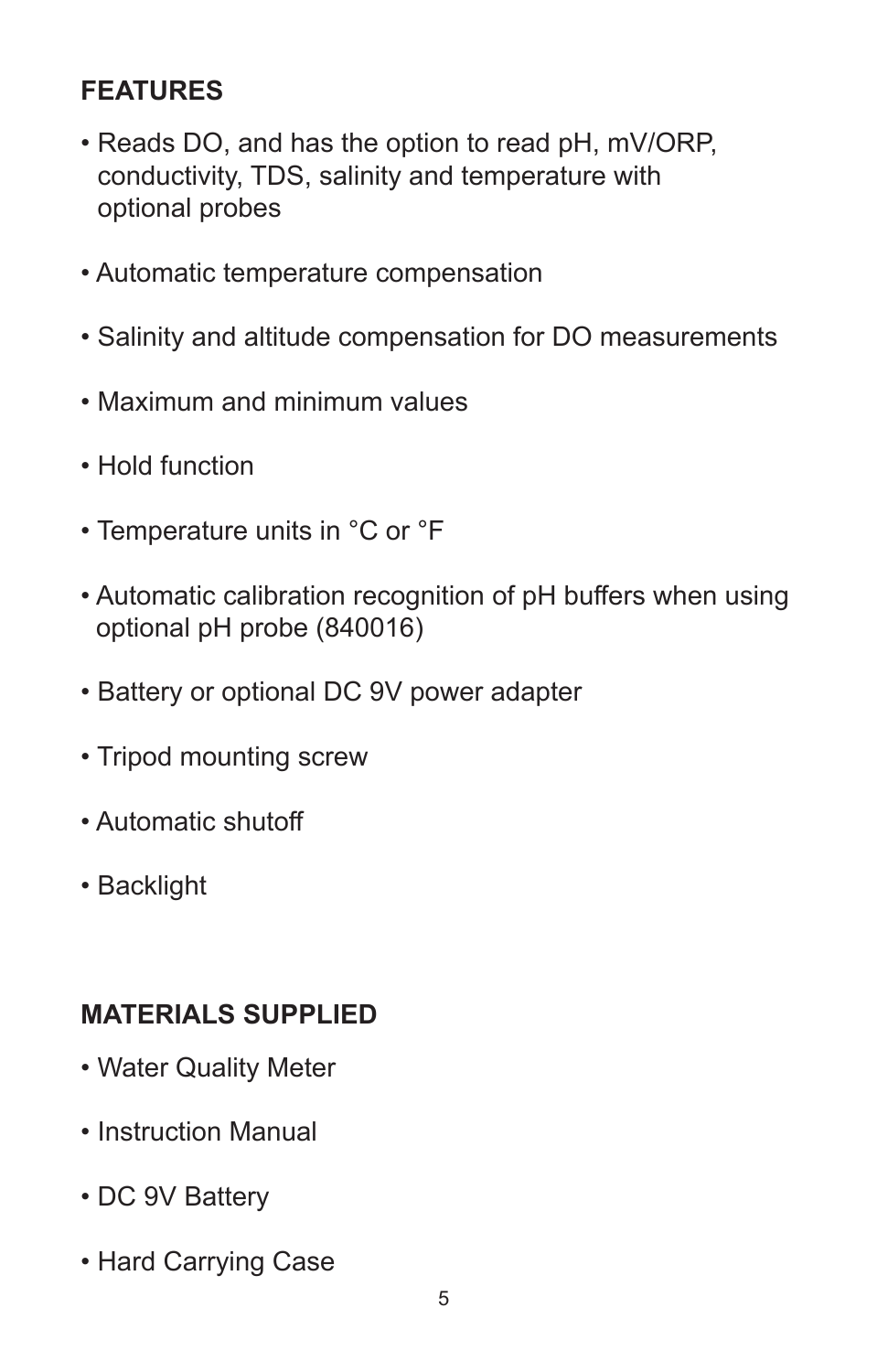## FEATURES

- Reads DO, and has the option to read pH, mV/ORP, conductivity, TDS, salinity and temperature with optional probes
- Automatic temperature compensation
- Salinity and altitude compensation for DO measurements
- Maximum and minimum values
- Hold function
- Temperature units in °C or °F
- Automatic calibration recognition of pH buffers when using optional pH probe (840016)
- Battery or optional DC 9V power adapter
- Tripod mounting screw
- Automatic shutoff
- Backlight

## MATERIALS SUPPLIED

- Water Quality Meter
- Instruction Manual
- DC 9V Battery
- Hard Carrying Case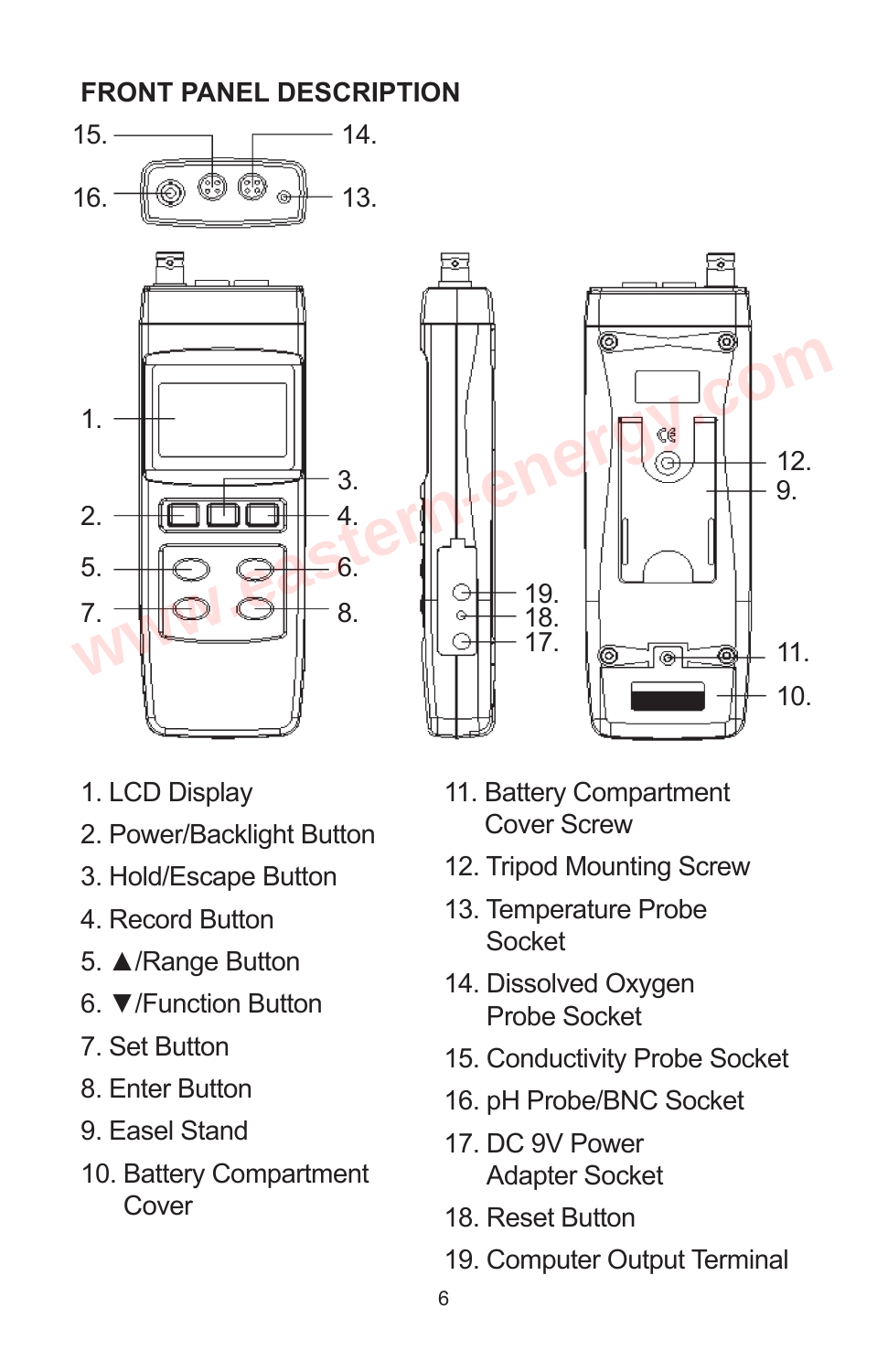## FRONT PANEL DESCRIPTION

1. LCD Display
2. Power/Backlight Button
3. Hold/Escape Button
4. Record Button
5. ▲/Range Button
6. ▼/Function Button
7. Set Button
8. Enter Button
9. Easel Stand
10. Battery Compartment Cover
11. Battery Compartment Cover Screw
12. Tripod Mounting Screw
13. Temperature Probe Socket
14. Dissolved Oxygen Probe Socket
15. Conductivity Probe Socket
16. pH Probe/BNC Socket
17. DC 9V Power Adapter Socket
18. Reset Button
19. Computer Output Terminal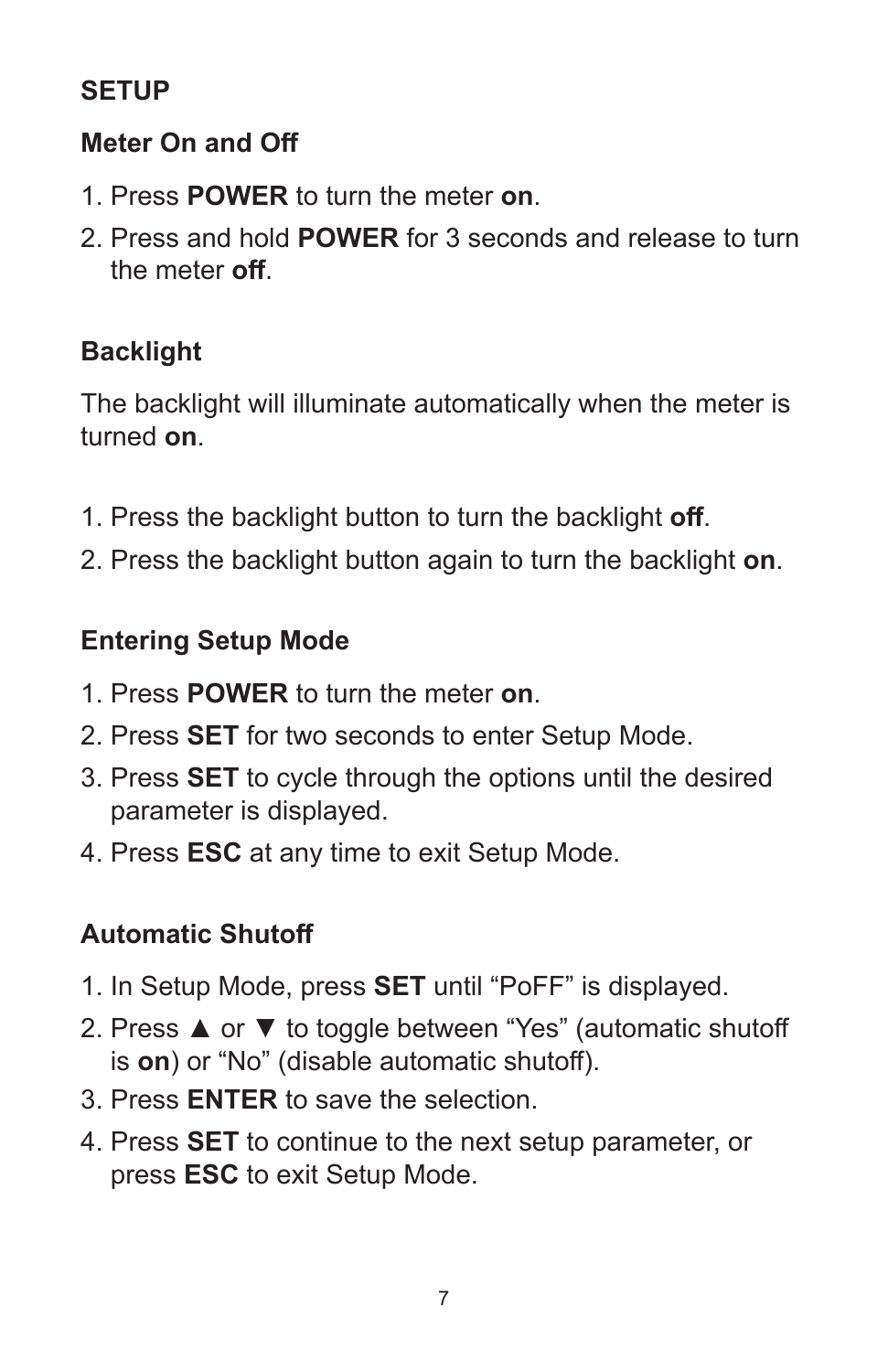## SETUP

### Meter On and Off

1. Press **POWER** to turn the meter **on**.
2. Press and hold **POWER** for 3 seconds and release to turn the meter **off**.

### Backlight

The backlight will illuminate automatically when the meter is turned **on**.

1. Press the backlight button to turn the backlight **off**.
2. Press the backlight button again to turn the backlight **on**.

### Entering Setup Mode

1. Press **POWER** to turn the meter **on**.
2. Press **SET** for two seconds to enter Setup Mode.
3. Press **SET** to cycle through the options until the desired parameter is displayed.
4. Press **ESC** at any time to exit Setup Mode.

### Automatic Shutoff

1. In Setup Mode, press **SET** until “PoFF” is displayed.
2. Press ▲ or ▼ to toggle between “Yes” (automatic shutoff is **on**) or “No” (disable automatic shutoff).
3. Press **ENTER** to save the selection.
4. Press **SET** to continue to the next setup parameter, or press **ESC** to exit Setup Mode.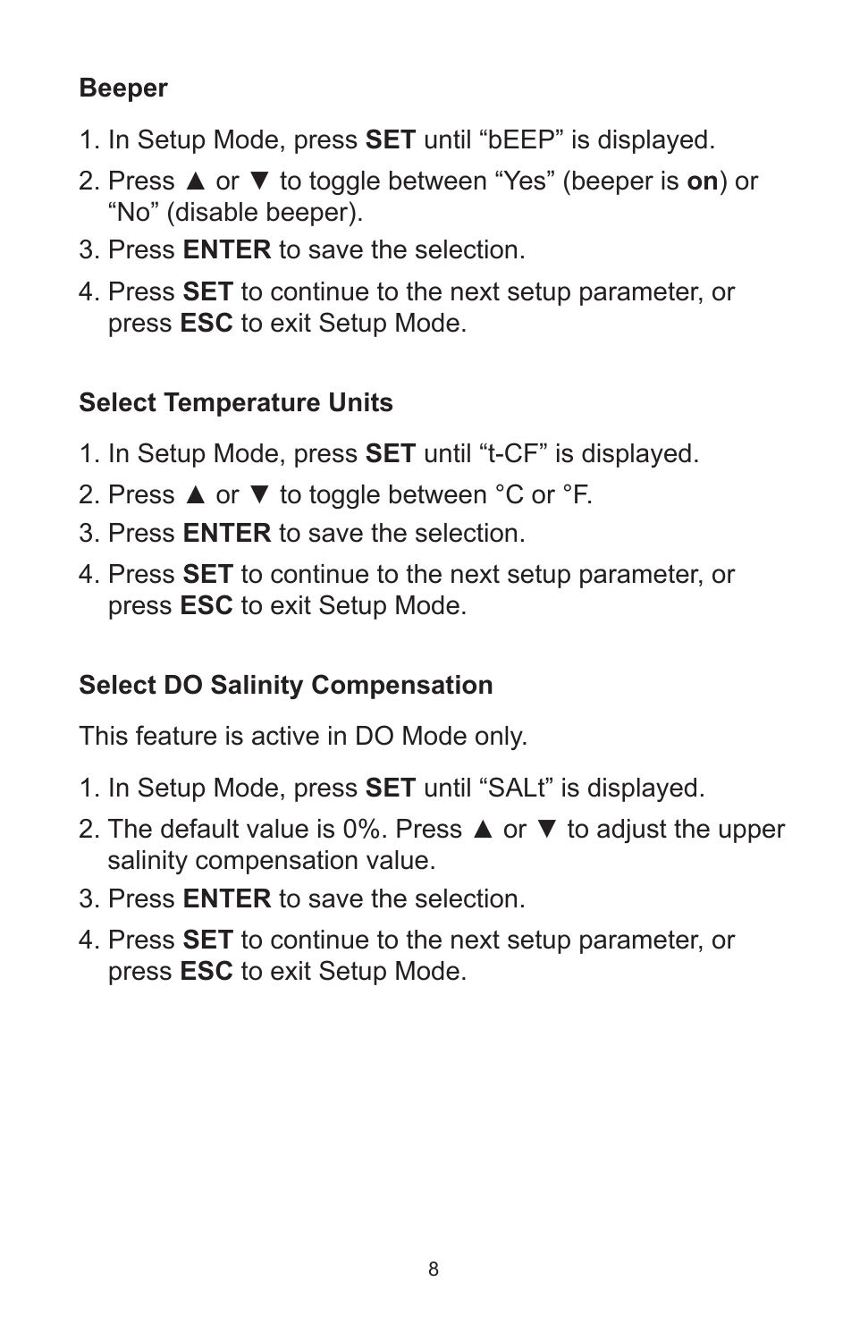### Beeper

1. In Setup Mode, press **SET** until "bEEP" is displayed.
2. Press ▲ or ▼ to toggle between "Yes" (beeper is **on**) or "No" (disable beeper).
3. Press **ENTER** to save the selection.
4. Press **SET** to continue to the next setup parameter, or press **ESC** to exit Setup Mode.

### Select Temperature Units

1. In Setup Mode, press **SET** until "t-CF" is displayed.
2. Press ▲ or ▼ to toggle between °C or °F.
3. Press **ENTER** to save the selection.
4. Press **SET** to continue to the next setup parameter, or press **ESC** to exit Setup Mode.

### Select DO Salinity Compensation

This feature is active in DO Mode only.

1. In Setup Mode, press **SET** until "SALt" is displayed.
2. The default value is 0%. Press ▲ or ▼ to adjust the upper salinity compensation value.
3. Press **ENTER** to save the selection.
4. Press **SET** to continue to the next setup parameter, or press **ESC** to exit Setup Mode.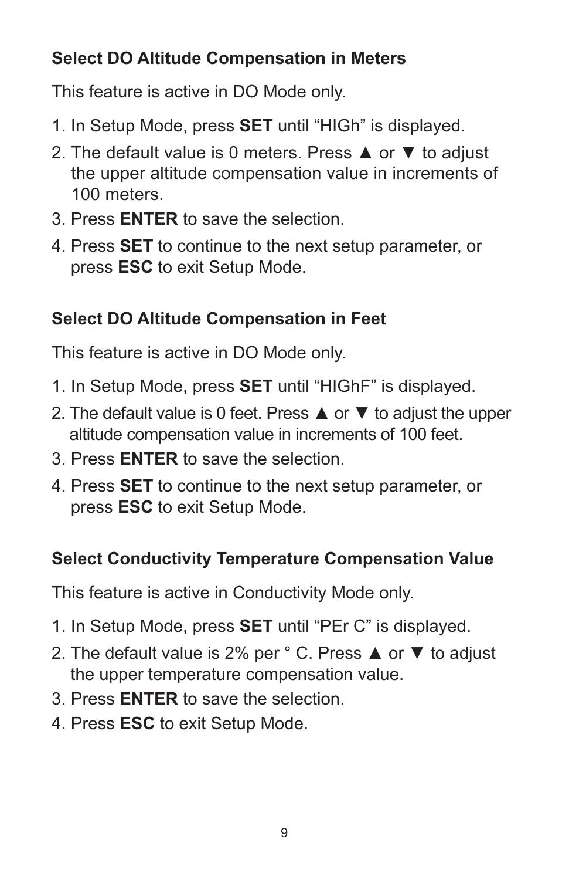### Select DO Altitude Compensation in Meters

This feature is active in DO Mode only.

1. In Setup Mode, press **SET** until “HIGh” is displayed.
2. The default value is 0 meters. Press ▲ or ▼ to adjust the upper altitude compensation value in increments of 100 meters.
3. Press **ENTER** to save the selection.
4. Press **SET** to continue to the next setup parameter, or press **ESC** to exit Setup Mode.

### Select DO Altitude Compensation in Feet

This feature is active in DO Mode only.

1. In Setup Mode, press **SET** until “HIGhF” is displayed.
2. The default value is 0 feet. Press ▲ or ▼ to adjust the upper altitude compensation value in increments of 100 feet.
3. Press **ENTER** to save the selection.
4. Press **SET** to continue to the next setup parameter, or press **ESC** to exit Setup Mode.

### Select Conductivity Temperature Compensation Value

This feature is active in Conductivity Mode only.

1. In Setup Mode, press **SET** until “PEr C” is displayed.
2. The default value is 2% per ° C. Press ▲ or ▼ to adjust the upper temperature compensation value.
3. Press **ENTER** to save the selection.
4. Press **ESC** to exit Setup Mode.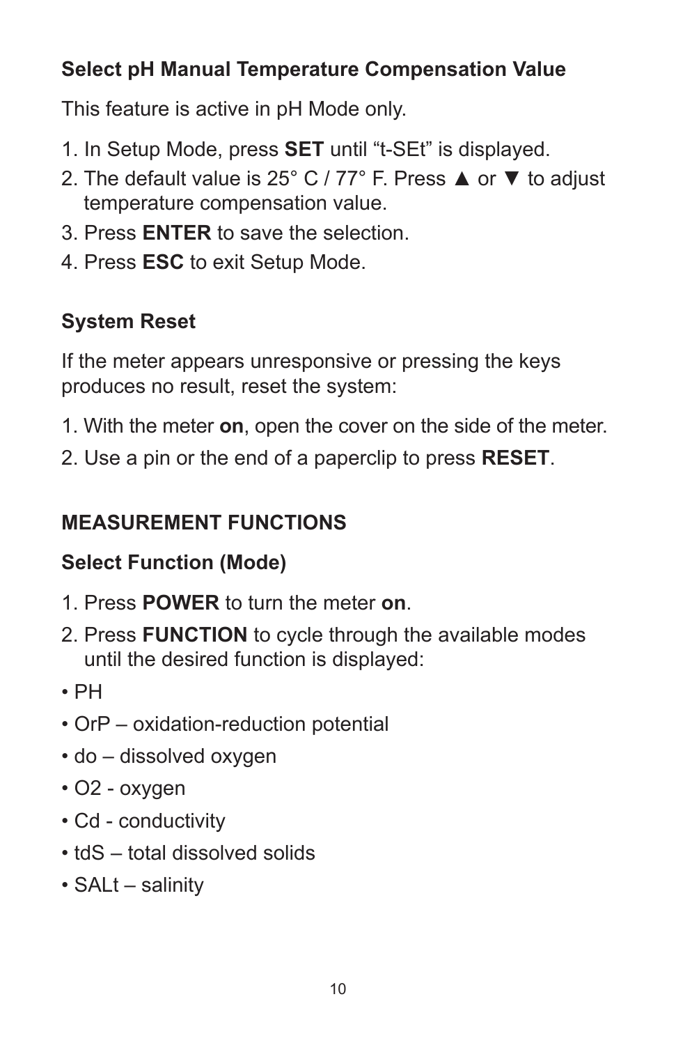### Select pH Manual Temperature Compensation Value

This feature is active in pH Mode only.

1. In Setup Mode, press **SET** until “t-SEt” is displayed.
2. The default value is 25° C / 77° F. Press ▲ or ▼ to adjust temperature compensation value.
3. Press **ENTER** to save the selection.
4. Press **ESC** to exit Setup Mode.

### System Reset

If the meter appears unresponsive or pressing the keys produces no result, reset the system:

1. With the meter **on**, open the cover on the side of the meter.
2. Use a pin or the end of a paperclip to press **RESET**.

## MEASUREMENT FUNCTIONS

### Select Function (Mode)

1. Press **POWER** to turn the meter **on**.
2. Press **FUNCTION** to cycle through the available modes until the desired function is displayed:

- PH
- OrP – oxidation-reduction potential
- do – dissolved oxygen
- O2 - oxygen
- Cd - conductivity
- tdS – total dissolved solids
- SALt – salinity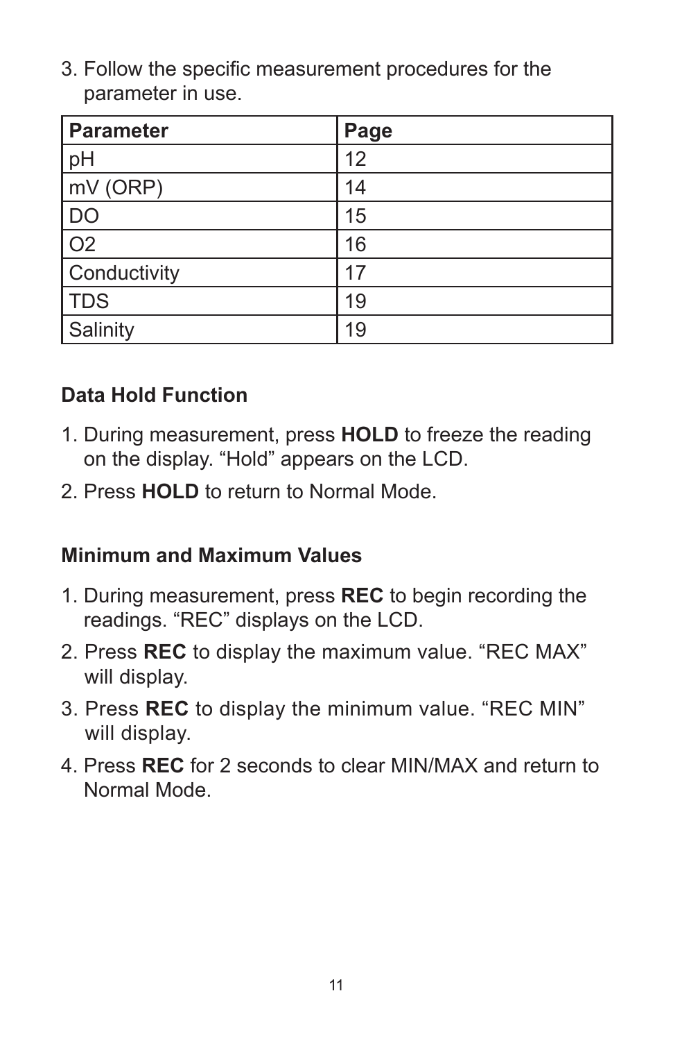3. Follow the specific measurement procedures for the parameter in use.

| Parameter | Page |
| --- | --- |
| pH | 12 |
| mV (ORP) | 14 |
| DO | 15 |
| O2 | 16 |
| Conductivity | 17 |
| TDS | 19 |
| Salinity | 19 |

### Data Hold Function

1. During measurement, press **HOLD** to freeze the reading on the display. “Hold” appears on the LCD.
2. Press **HOLD** to return to Normal Mode.

### Minimum and Maximum Values

1. During measurement, press **REC** to begin recording the readings. “REC” displays on the LCD.
2. Press **REC** to display the maximum value. “REC MAX” will display.
3. Press **REC** to display the minimum value. “REC MIN” will display.
4. Press **REC** for 2 seconds to clear MIN/MAX and return to Normal Mode.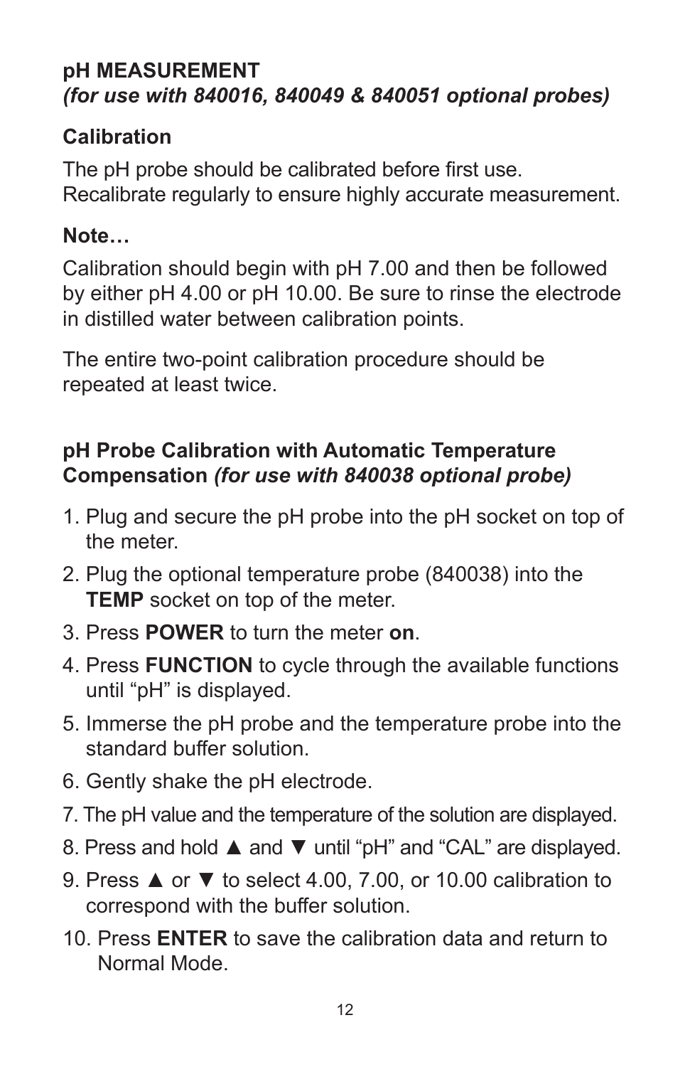## pH MEASUREMENT

***(for use with 840016, 840049 & 840051 optional probes)***

### Calibration

The pH probe should be calibrated before first use. Recalibrate regularly to ensure highly accurate measurement.

**Note…**

Calibration should begin with pH 7.00 and then be followed by either pH 4.00 or pH 10.00. Be sure to rinse the electrode in distilled water between calibration points.

The entire two-point calibration procedure should be repeated at least twice.

### pH Probe Calibration with Automatic Temperature Compensation *(for use with 840038 optional probe)*

1. Plug and secure the pH probe into the pH socket on top of the meter.
2. Plug the optional temperature probe (840038) into the **TEMP** socket on top of the meter.
3. Press **POWER** to turn the meter **on**.
4. Press **FUNCTION** to cycle through the available functions until "pH" is displayed.
5. Immerse the pH probe and the temperature probe into the standard buffer solution.
6. Gently shake the pH electrode.
7. The pH value and the temperature of the solution are displayed.
8. Press and hold ▲ and ▼ until "pH" and "CAL" are displayed.
9. Press ▲ or ▼ to select 4.00, 7.00, or 10.00 calibration to correspond with the buffer solution.
10. Press **ENTER** to save the calibration data and return to Normal Mode.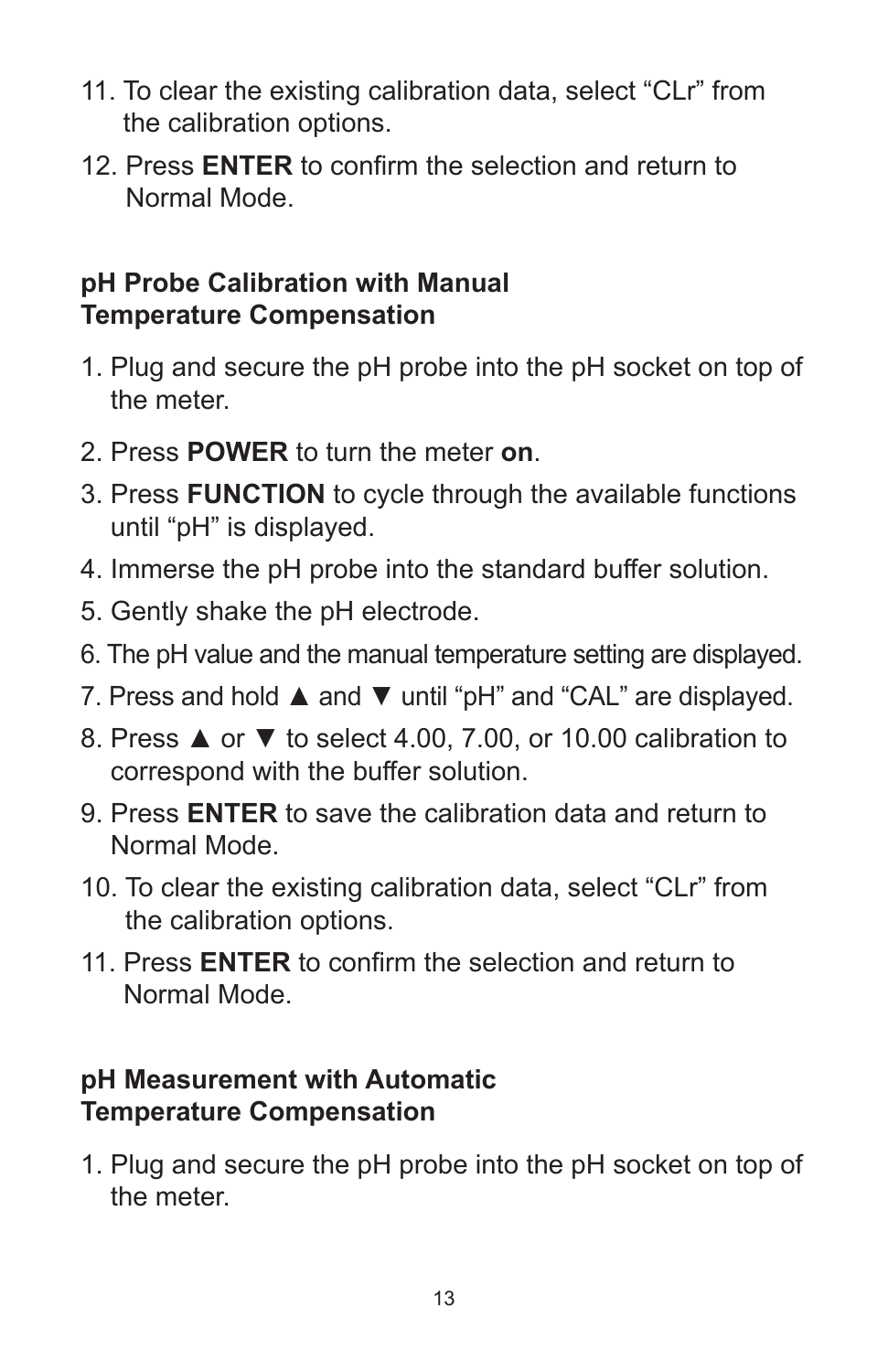11. To clear the existing calibration data, select “CLr” from the calibration options.
12. Press **ENTER** to confirm the selection and return to Normal Mode.

**pH Probe Calibration with Manual Temperature Compensation**

1. Plug and secure the pH probe into the pH socket on top of the meter.
2. Press **POWER** to turn the meter **on**.
3. Press **FUNCTION** to cycle through the available functions until “pH” is displayed.
4. Immerse the pH probe into the standard buffer solution.
5. Gently shake the pH electrode.
6. The pH value and the manual temperature setting are displayed.
7. Press and hold ▲ and ▼ until “pH” and “CAL” are displayed.
8. Press ▲ or ▼ to select 4.00, 7.00, or 10.00 calibration to correspond with the buffer solution.
9. Press **ENTER** to save the calibration data and return to Normal Mode.
10. To clear the existing calibration data, select “CLr” from the calibration options.
11. Press **ENTER** to confirm the selection and return to Normal Mode.

**pH Measurement with Automatic Temperature Compensation**

1. Plug and secure the pH probe into the pH socket on top of the meter.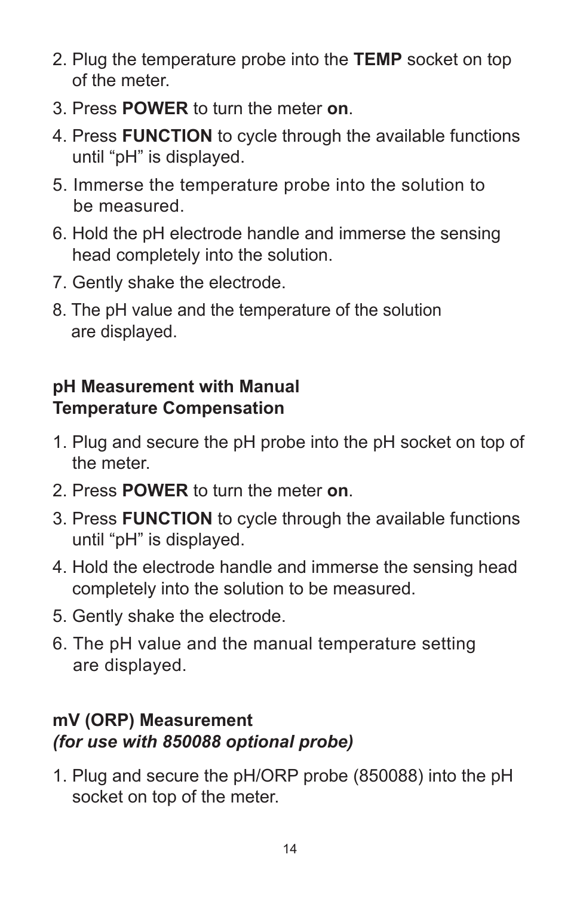2. Plug the temperature probe into the **TEMP** socket on top of the meter.
3. Press **POWER** to turn the meter **on**.
4. Press **FUNCTION** to cycle through the available functions until “pH” is displayed.
5. Immerse the temperature probe into the solution to be measured.
6. Hold the pH electrode handle and immerse the sensing head completely into the solution.
7. Gently shake the electrode.
8. The pH value and the temperature of the solution are displayed.

**pH Measurement with Manual Temperature Compensation**

1. Plug and secure the pH probe into the pH socket on top of the meter.
2. Press **POWER** to turn the meter **on**.
3. Press **FUNCTION** to cycle through the available functions until “pH” is displayed.
4. Hold the electrode handle and immerse the sensing head completely into the solution to be measured.
5. Gently shake the electrode.
6. The pH value and the manual temperature setting are displayed.

**mV (ORP) Measurement**
***(for use with 850088 optional probe)***

1. Plug and secure the pH/ORP probe (850088) into the pH socket on top of the meter.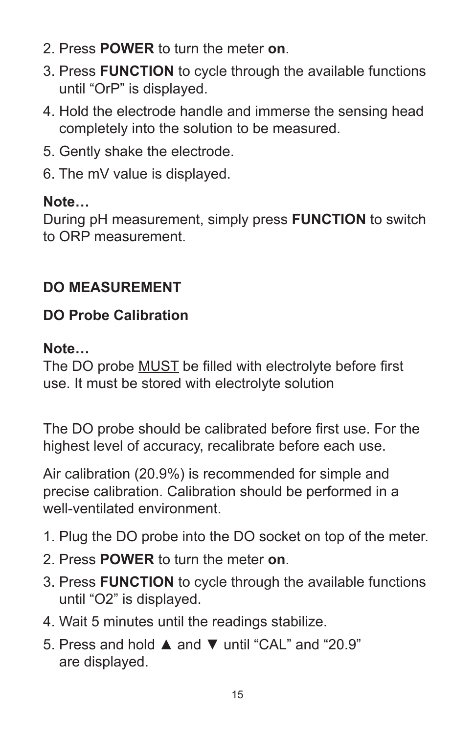2. Press **POWER** to turn the meter **on**.
3. Press **FUNCTION** to cycle through the available functions until “OrP” is displayed.
4. Hold the electrode handle and immerse the sensing head completely into the solution to be measured.
5. Gently shake the electrode.
6. The mV value is displayed.

**Note…**
During pH measurement, simply press **FUNCTION** to switch to ORP measurement.

## DO MEASUREMENT

### DO Probe Calibration

**Note…**
The DO probe <u>MUST</u> be filled with electrolyte before first use. It must be stored with electrolyte solution

The DO probe should be calibrated before first use. For the highest level of accuracy, recalibrate before each use.

Air calibration (20.9%) is recommended for simple and precise calibration. Calibration should be performed in a well-ventilated environment.

1. Plug the DO probe into the DO socket on top of the meter.
2. Press **POWER** to turn the meter **on**.
3. Press **FUNCTION** to cycle through the available functions until “O2” is displayed.
4. Wait 5 minutes until the readings stabilize.
5. Press and hold ▲ and ▼ until “CAL” and “20.9” are displayed.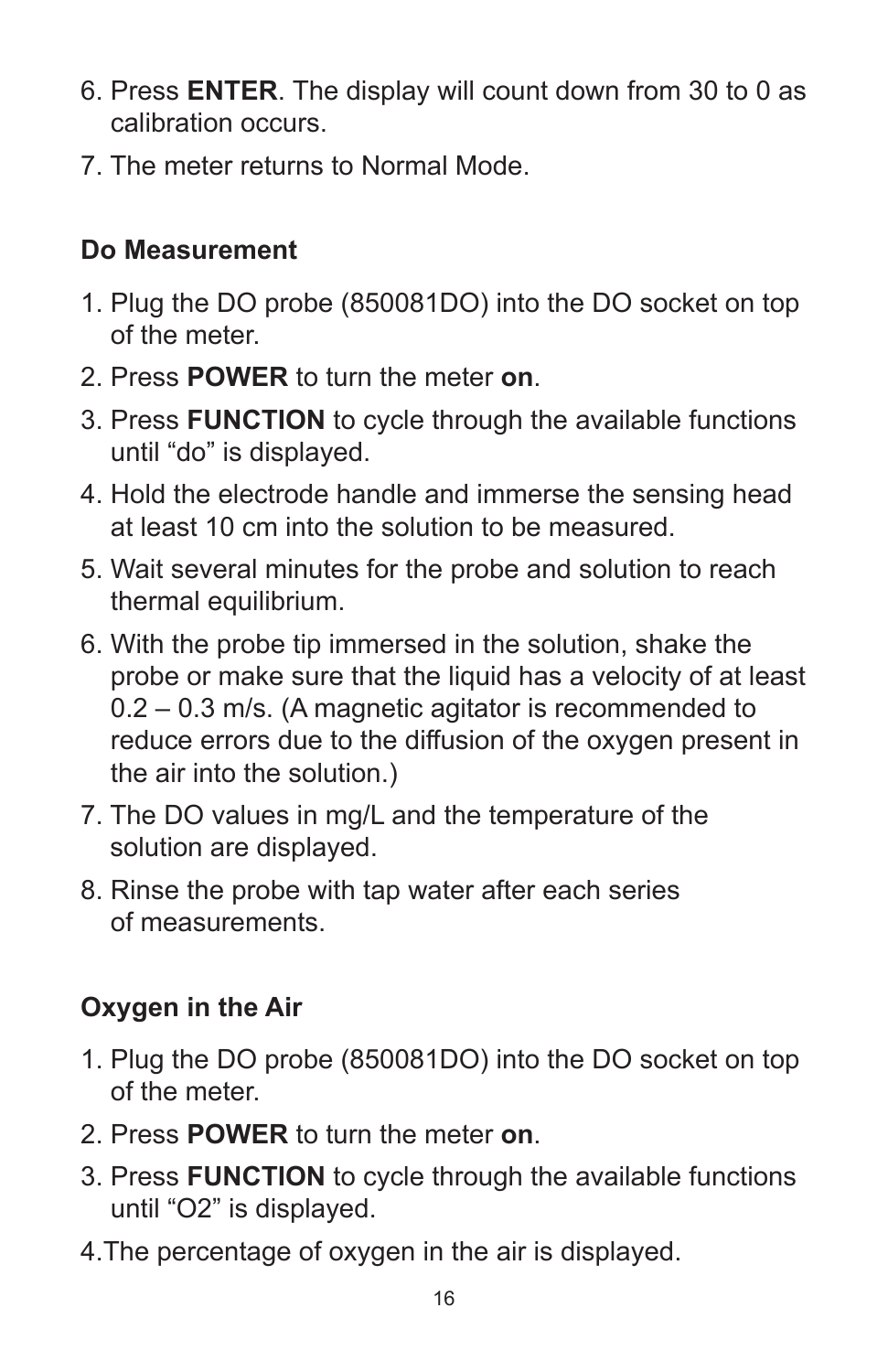6. Press **ENTER**. The display will count down from 30 to 0 as calibration occurs.
7. The meter returns to Normal Mode.

### Do Measurement

1. Plug the DO probe (850081DO) into the DO socket on top of the meter.
2. Press **POWER** to turn the meter **on**.
3. Press **FUNCTION** to cycle through the available functions until “do” is displayed.
4. Hold the electrode handle and immerse the sensing head at least 10 cm into the solution to be measured.
5. Wait several minutes for the probe and solution to reach thermal equilibrium.
6. With the probe tip immersed in the solution, shake the probe or make sure that the liquid has a velocity of at least 0.2 – 0.3 m/s. (A magnetic agitator is recommended to reduce errors due to the diffusion of the oxygen present in the air into the solution.)
7. The DO values in mg/L and the temperature of the solution are displayed.
8. Rinse the probe with tap water after each series of measurements.

### Oxygen in the Air

1. Plug the DO probe (850081DO) into the DO socket on top of the meter.
2. Press **POWER** to turn the meter **on**.
3. Press **FUNCTION** to cycle through the available functions until “O2” is displayed.
4. The percentage of oxygen in the air is displayed.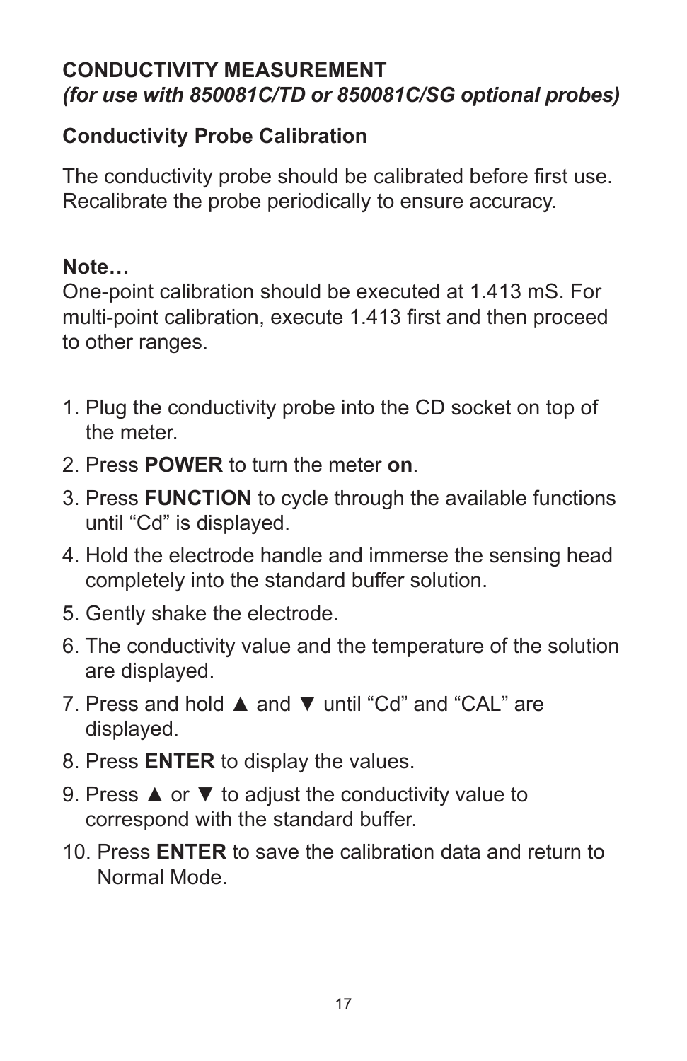## CONDUCTIVITY MEASUREMENT

***(for use with 850081C/TD or 850081C/SG optional probes)***

### Conductivity Probe Calibration

The conductivity probe should be calibrated before first use. Recalibrate the probe periodically to ensure accuracy.

**Note…**

One-point calibration should be executed at 1.413 mS. For multi-point calibration, execute 1.413 first and then proceed to other ranges.

1. Plug the conductivity probe into the CD socket on top of the meter.
2. Press **POWER** to turn the meter **on**.
3. Press **FUNCTION** to cycle through the available functions until “Cd” is displayed.
4. Hold the electrode handle and immerse the sensing head completely into the standard buffer solution.
5. Gently shake the electrode.
6. The conductivity value and the temperature of the solution are displayed.
7. Press and hold ▲ and ▼ until “Cd” and “CAL” are displayed.
8. Press **ENTER** to display the values.
9. Press ▲ or ▼ to adjust the conductivity value to correspond with the standard buffer.
10. Press **ENTER** to save the calibration data and return to Normal Mode.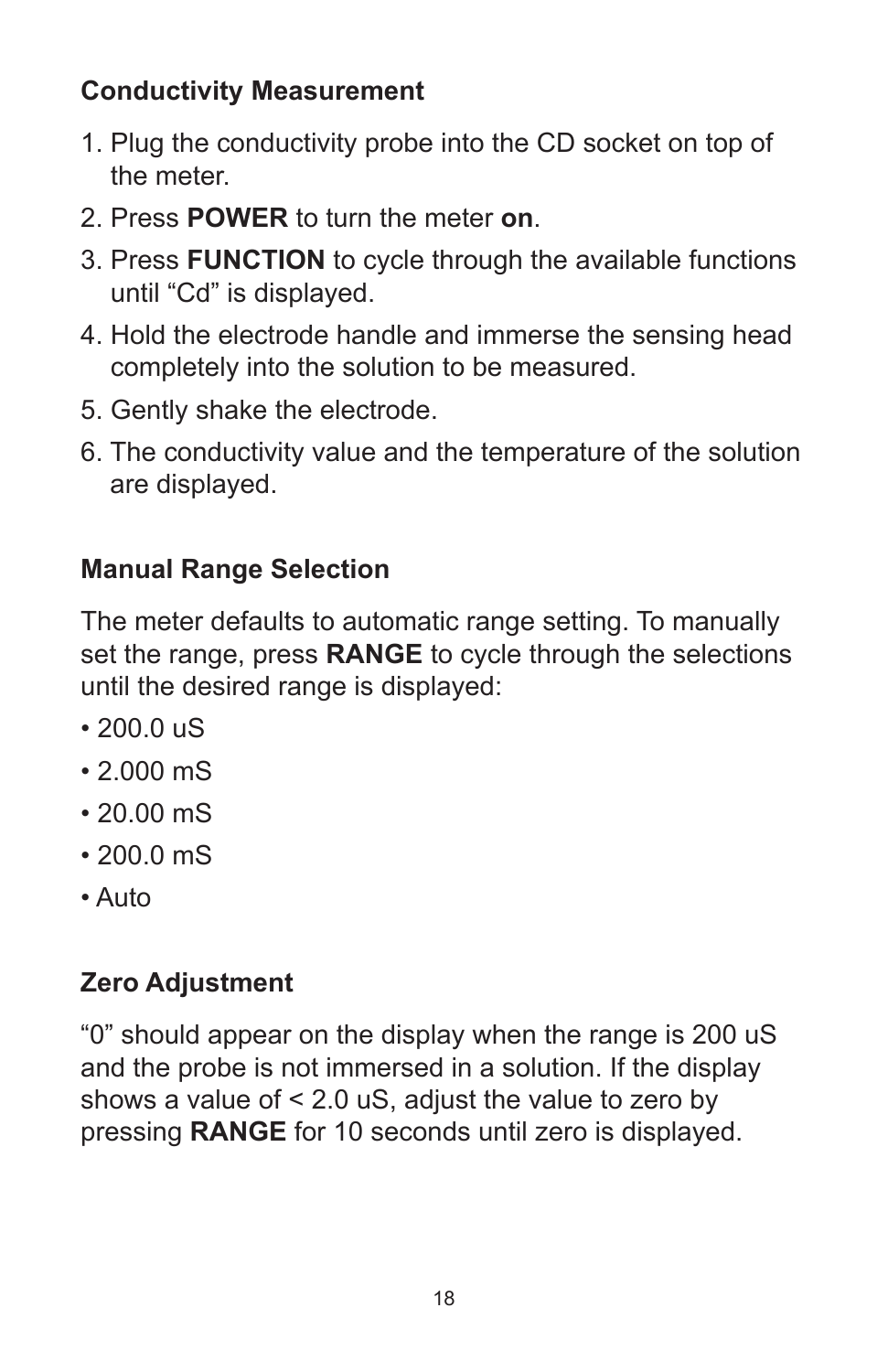### Conductivity Measurement

1. Plug the conductivity probe into the CD socket on top of the meter.
2. Press **POWER** to turn the meter **on**.
3. Press **FUNCTION** to cycle through the available functions until “Cd” is displayed.
4. Hold the electrode handle and immerse the sensing head completely into the solution to be measured.
5. Gently shake the electrode.
6. The conductivity value and the temperature of the solution are displayed.

### Manual Range Selection

The meter defaults to automatic range setting. To manually set the range, press **RANGE** to cycle through the selections until the desired range is displayed:

- 200.0 uS
- 2.000 mS
- 20.00 mS
- 200.0 mS
- Auto

### Zero Adjustment

“0” should appear on the display when the range is 200 uS and the probe is not immersed in a solution. If the display shows a value of < 2.0 uS, adjust the value to zero by pressing **RANGE** for 10 seconds until zero is displayed.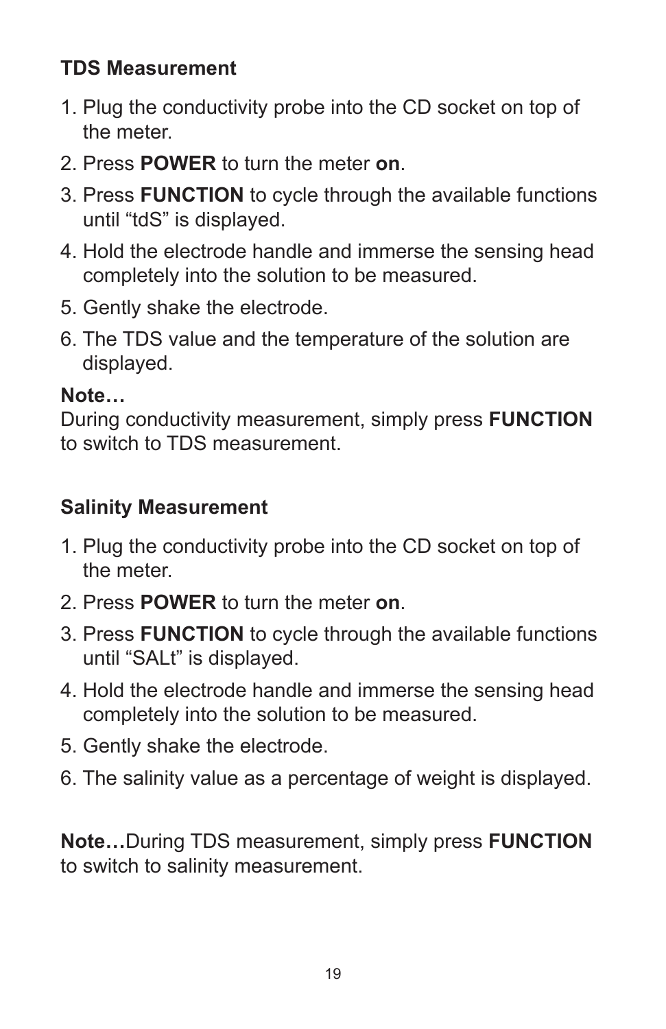### TDS Measurement

1. Plug the conductivity probe into the CD socket on top of the meter.
2. Press **POWER** to turn the meter **on**.
3. Press **FUNCTION** to cycle through the available functions until “tdS” is displayed.
4. Hold the electrode handle and immerse the sensing head completely into the solution to be measured.
5. Gently shake the electrode.
6. The TDS value and the temperature of the solution are displayed.

**Note…**
During conductivity measurement, simply press **FUNCTION** to switch to TDS measurement.

### Salinity Measurement

1. Plug the conductivity probe into the CD socket on top of the meter.
2. Press **POWER** to turn the meter **on**.
3. Press **FUNCTION** to cycle through the available functions until “SALt” is displayed.
4. Hold the electrode handle and immerse the sensing head completely into the solution to be measured.
5. Gently shake the electrode.
6. The salinity value as a percentage of weight is displayed.

**Note…**During TDS measurement, simply press **FUNCTION** to switch to salinity measurement.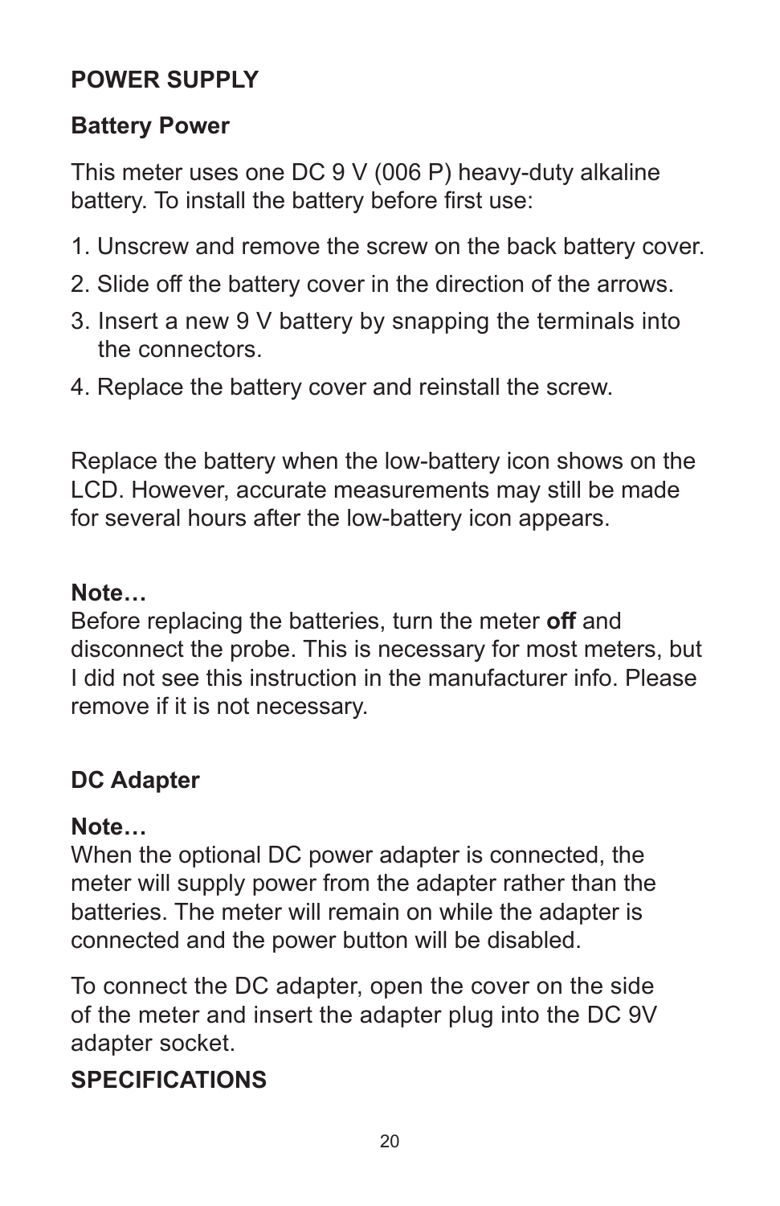## POWER SUPPLY

### Battery Power

This meter uses one DC 9 V (006 P) heavy-duty alkaline battery. To install the battery before first use:

1. Unscrew and remove the screw on the back battery cover.
2. Slide off the battery cover in the direction of the arrows.
3. Insert a new 9 V battery by snapping the terminals into the connectors.
4. Replace the battery cover and reinstall the screw.

Replace the battery when the low-battery icon shows on the LCD. However, accurate measurements may still be made for several hours after the low-battery icon appears.

**Note…**
Before replacing the batteries, turn the meter **off** and disconnect the probe. This is necessary for most meters, but I did not see this instruction in the manufacturer info. Please remove if it is not necessary.

### DC Adapter

**Note…**
When the optional DC power adapter is connected, the meter will supply power from the adapter rather than the batteries. The meter will remain on while the adapter is connected and the power button will be disabled.

To connect the DC adapter, open the cover on the side of the meter and insert the adapter plug into the DC 9V adapter socket.

## SPECIFICATIONS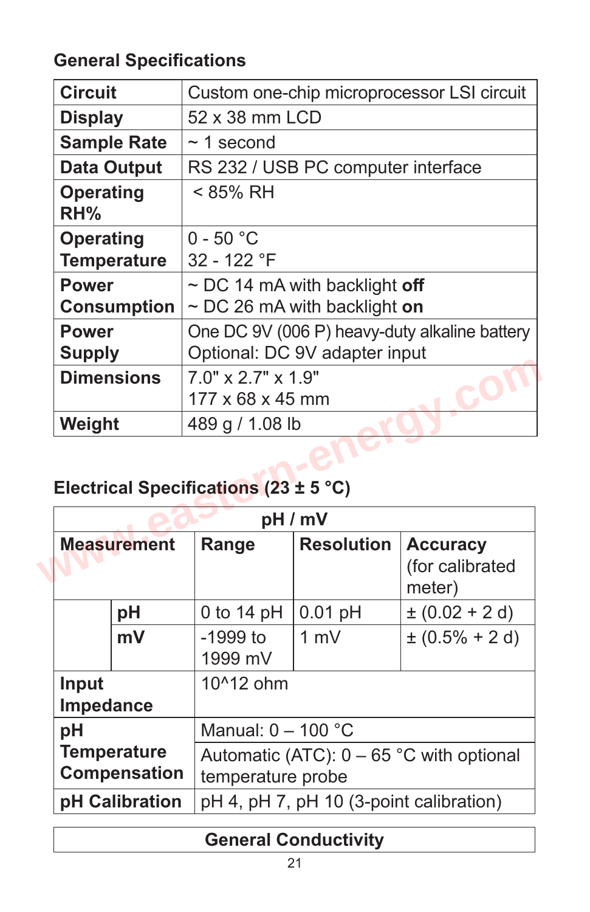## General Specifications

| | |
|---|---|
| **Circuit** | Custom one-chip microprocessor LSI circuit |
| **Display** | 52 x 38 mm LCD |
| **Sample Rate** | ~ 1 second |
| **Data Output** | RS 232 / USB PC computer interface |
| **Operating RH%** | < 85% RH |
| **Operating Temperature** | 0 - 50 °C<br>32 - 122 °F |
| **Power Consumption** | ~ DC 14 mA with backlight **off**<br>~ DC 26 mA with backlight **on** |
| **Power Supply** | One DC 9V (006 P) heavy-duty alkaline battery<br>Optional: DC 9V adapter input |
| **Dimensions** | 7.0" x 2.7" x 1.9"<br>177 x 68 x 45 mm |
| **Weight** | 489 g / 1.08 lb |

## Electrical Specifications (23 ± 5 °C)

| **pH / mV** | | | | |
|---|---|---|---|---|
| **Measurement** | | **Range** | **Resolution** | **Accuracy** (for calibrated meter) |
| | **pH** | 0 to 14 pH | 0.01 pH | ± (0.02 + 2 d) |
| | **mV** | -1999 to 1999 mV | 1 mV | ± (0.5% + 2 d) |
| **Input Impedance** | | 10^12 ohm | | |
| **pH Temperature Compensation** | | Manual: 0 – 100 °C | | |
| | | Automatic (ATC): 0 – 65 °C with optional temperature probe | | |
| **pH Calibration** | | pH 4, pH 7, pH 10 (3-point calibration) | | |

| **General Conductivity** |
|---|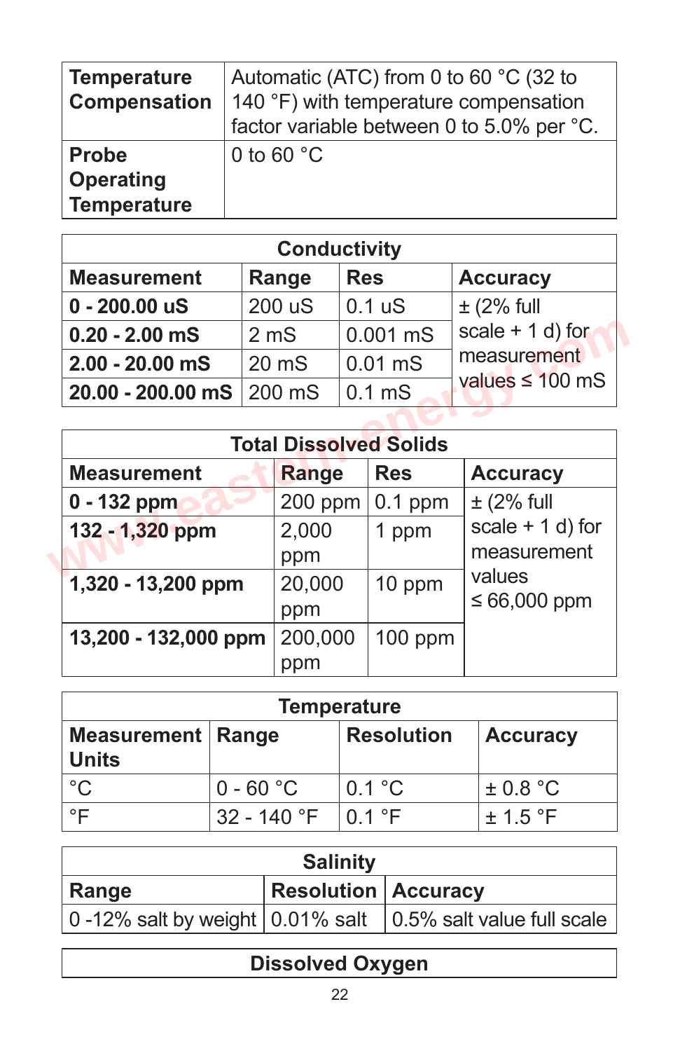| **Temperature Compensation** | Automatic (ATC) from 0 to 60 °C (32 to 140 °F) with temperature compensation factor variable between 0 to 5.0% per °C. |
| --- | --- |
| **Probe Operating Temperature** | 0 to 60 °C |

| **Conductivity** | | | |
| --- | --- | --- | --- |
| **Measurement** | **Range** | **Res** | **Accuracy** |
| **0 - 200.00 uS** | 200 uS | 0.1 uS | ± (2% full scale + 1 d) for measurement values ≤ 100 mS |
| **0.20 - 2.00 mS** | 2 mS | 0.001 mS | |
| **2.00 - 20.00 mS** | 20 mS | 0.01 mS | |
| **20.00 - 200.00 mS** | 200 mS | 0.1 mS | |

| **Total Dissolved Solids** | | | |
| --- | --- | --- | --- |
| **Measurement** | **Range** | **Res** | **Accuracy** |
| **0 - 132 ppm** | 200 ppm | 0.1 ppm | ± (2% full scale + 1 d) for measurement values ≤ 66,000 ppm |
| **132 - 1,320 ppm** | 2,000 ppm | 1 ppm | |
| **1,320 - 13,200 ppm** | 20,000 ppm | 10 ppm | |
| **13,200 - 132,000 ppm** | 200,000 ppm | 100 ppm | |

| **Temperature** | | | |
| --- | --- | --- | --- |
| **Measurement Units** | **Range** | **Resolution** | **Accuracy** |
| °C | 0 - 60 °C | 0.1 °C | ± 0.8 °C |
| °F | 32 - 140 °F | 0.1 °F | ± 1.5 °F |

| **Salinity** | | |
| --- | --- | --- |
| **Range** | **Resolution** | **Accuracy** |
| 0 -12% salt by weight | 0.01% salt | 0.5% salt value full scale |

| **Dissolved Oxygen** |
| --- |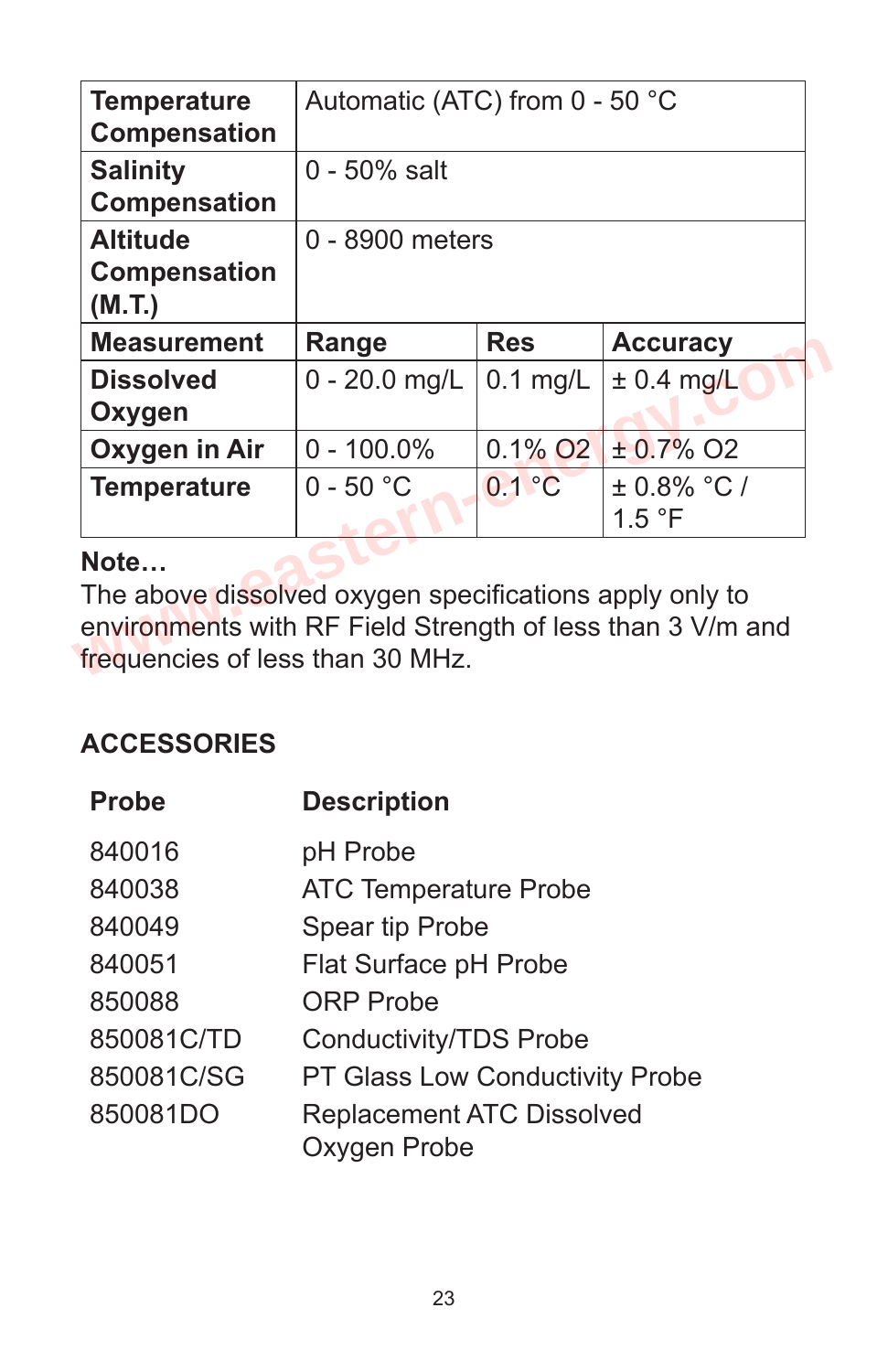| **Temperature Compensation** | Automatic (ATC) from 0 - 50 °C | | |
|---|---|---|---|
| **Salinity Compensation** | 0 - 50% salt | | |
| **Altitude Compensation (M.T.)** | 0 - 8900 meters | | |
| **Measurement** | **Range** | **Res** | **Accuracy** |
| **Dissolved Oxygen** | 0 - 20.0 mg/L | 0.1 mg/L | ± 0.4 mg/L |
| **Oxygen in Air** | 0 - 100.0% | 0.1% O2 | ± 0.7% O2 |
| **Temperature** | 0 - 50 °C | 0.1 °C | ± 0.8% °C / 1.5 °F |

**Note…**
The above dissolved oxygen specifications apply only to environments with RF Field Strength of less than 3 V/m and frequencies of less than 30 MHz.

## ACCESSORIES

| Probe | Description |
|---|---|
| 840016 | pH Probe |
| 840038 | ATC Temperature Probe |
| 840049 | Spear tip Probe |
| 840051 | Flat Surface pH Probe |
| 850088 | ORP Probe |
| 850081C/TD | Conductivity/TDS Probe |
| 850081C/SG | PT Glass Low Conductity Probe |
| 850081DO | Replacement ATC Dissolved Oxygen Probe |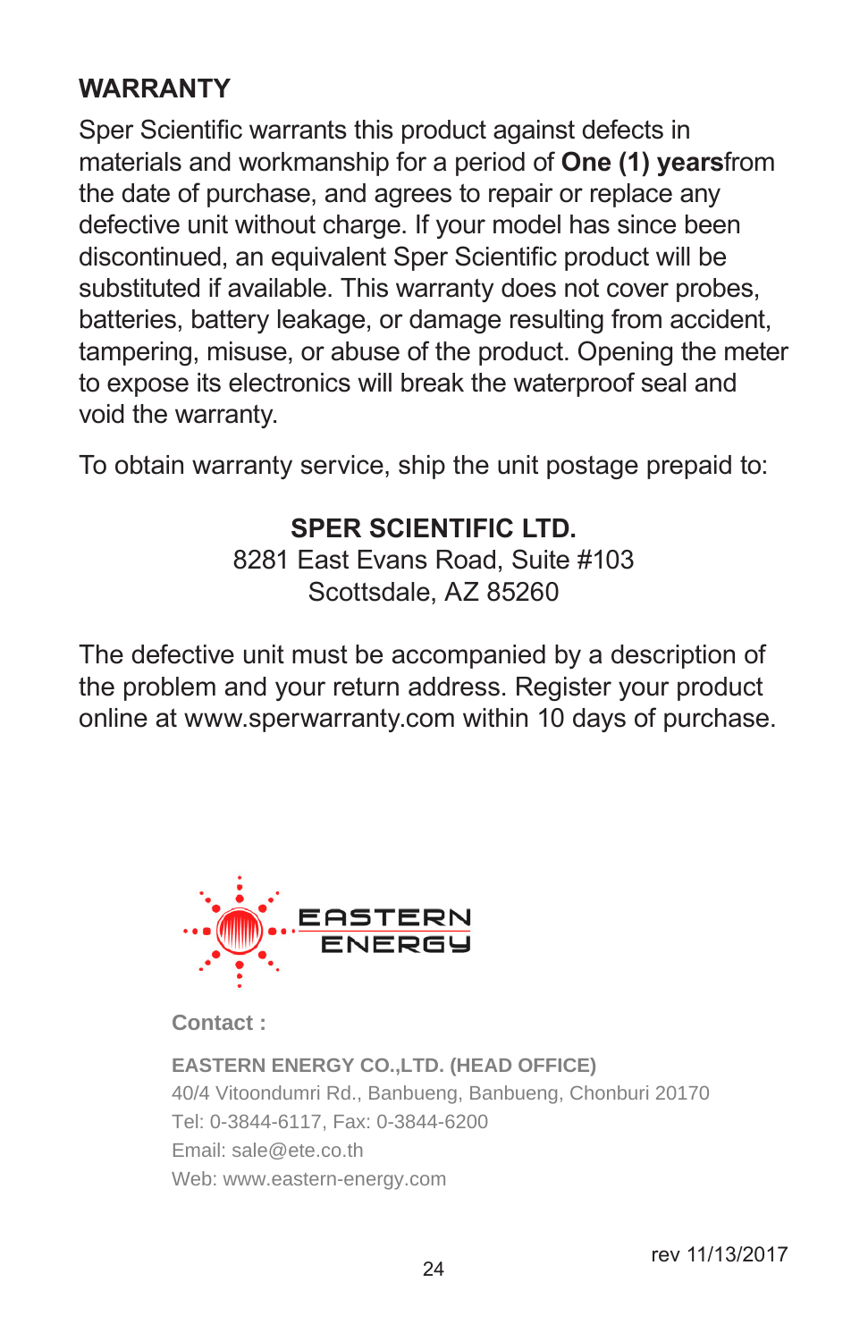## WARRANTY

Sper Scientific warrants this product against defects in materials and workmanship for a period of **One (1) years**from the date of purchase, and agrees to repair or replace any defective unit without charge. If your model has since been discontinued, an equivalent Sper Scientific product will be substituted if available. This warranty does not cover probes, batteries, battery leakage, or damage resulting from accident, tampering, misuse, or abuse of the product. Opening the meter to expose its electronics will break the waterproof seal and void the warranty.

To obtain warranty service, ship the unit postage prepaid to:

**SPER SCIENTIFIC LTD.**
8281 East Evans Road, Suite #103
Scottsdale, AZ 85260

The defective unit must be accompanied by a description of the problem and your return address. Register your product online at www.sperwarranty.com within 10 days of purchase.

EASTERN ENERGY

**Contact :**

**EASTERN ENERGY CO.,LTD. (HEAD OFFICE)**
40/4 Vitoondumri Rd., Banbueng, Banbueng, Chonburi 20170
Tel: 0-3844-6117, Fax: 0-3844-6200
Email: sale@ete.co.th
Web: www.eastern-energy.com

rev 11/13/2017